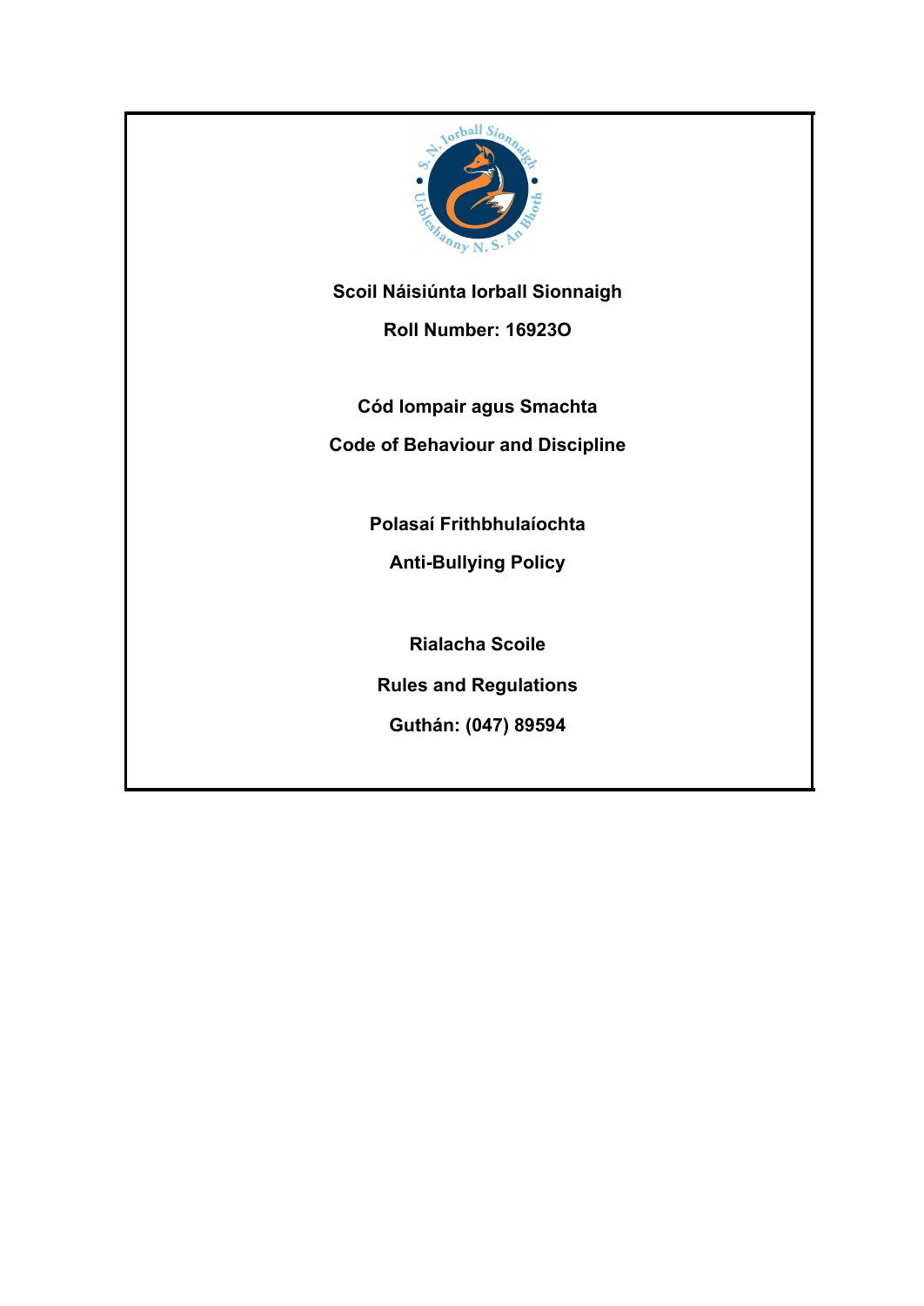**Scoil Náisiúnta Iorball Sionnaigh**

**Roll Number: 16923O**

**Cód Iompair agus Smachta**

**Code of Behaviour and Discipline**

**Polasaí Frithbhulaíochta**

**Anti-Bullying Policy**

**Rialacha Scoile**

**Rules and Regulations**

**Guthán: (047) 89594**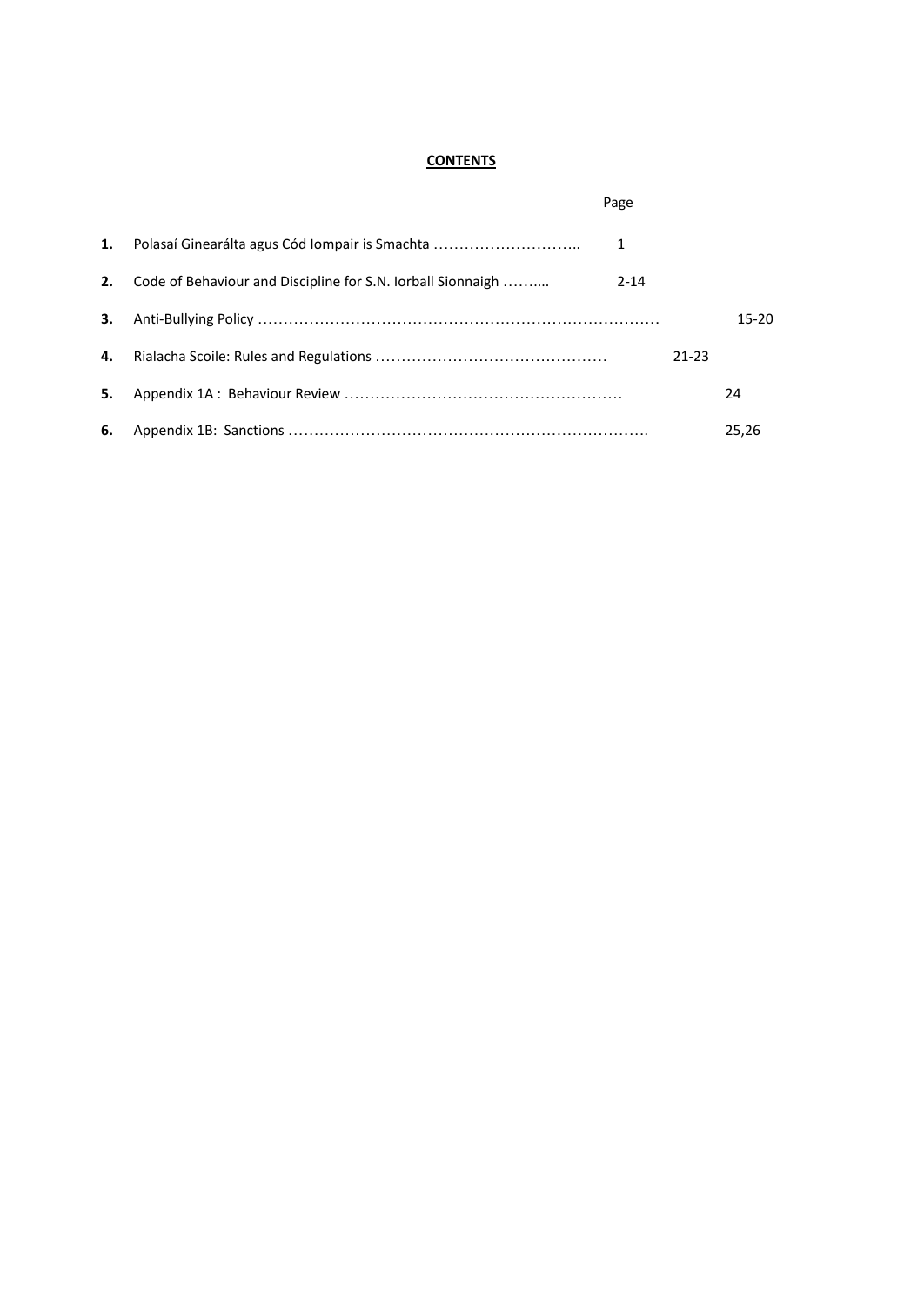**CONTENTS**

| | | Page |
|---|---|---|
| **1.** | Polasaí Ginearálta agus Cód Iompair is Smachta ……………………….. | 1 |
| **2.** | Code of Behaviour and Discipline for S.N. Iorball Sionnaigh …….... | 2-14 |
| **3.** | Anti-Bullying Policy ………………………………………………………………… | 15-20 |
| **4.** | Rialacha Scoile: Rules and Regulations ……………………………………… | 21-23 |
| **5.** | Appendix 1A : Behaviour Review ……………………………………………… | 24 |
| **6.** | Appendix 1B: Sanctions ……………………………………………………………. | 25,26 |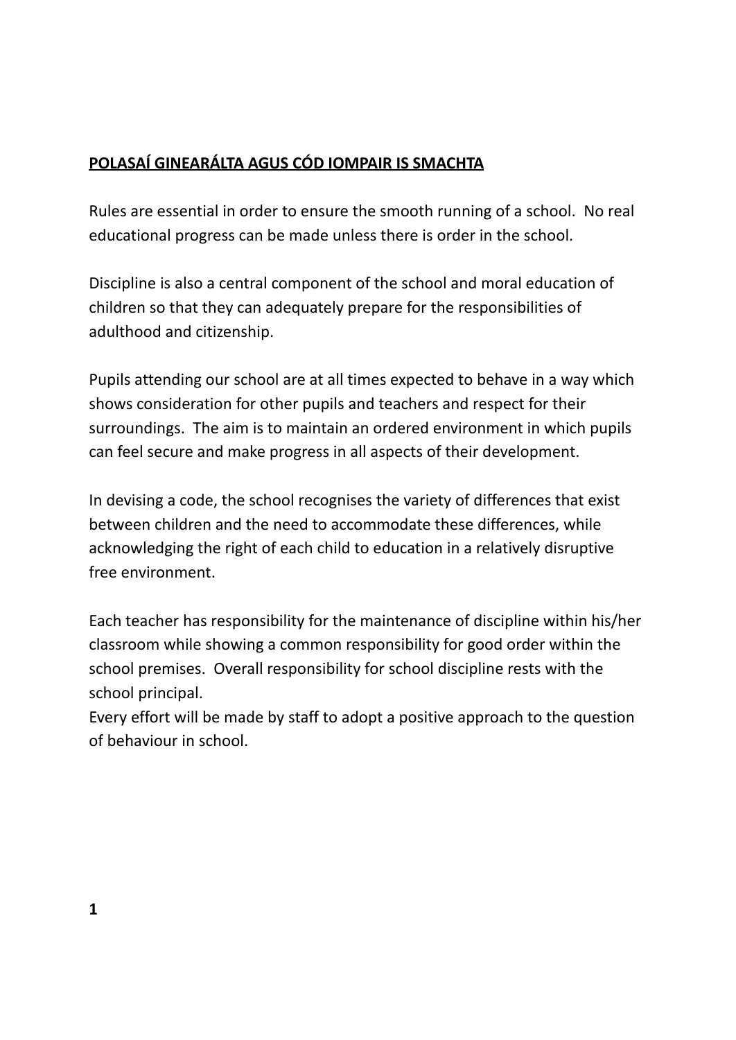## POLASAÍ GINEARÁLTA AGUS CÓD IOMPAIR IS SMACHTA

Rules are essential in order to ensure the smooth running of a school. No real educational progress can be made unless there is order in the school.

Discipline is also a central component of the school and moral education of children so that they can adequately prepare for the responsibilities of adulthood and citizenship.

Pupils attending our school are at all times expected to behave in a way which shows consideration for other pupils and teachers and respect for their surroundings. The aim is to maintain an ordered environment in which pupils can feel secure and make progress in all aspects of their development.

In devising a code, the school recognises the variety of differences that exist between children and the need to accommodate these differences, while acknowledging the right of each child to education in a relatively disruptive free environment.

Each teacher has responsibility for the maintenance of discipline within his/her classroom while showing a common responsibility for good order within the school premises. Overall responsibility for school discipline rests with the school principal.
Every effort will be made by staff to adopt a positive approach to the question of behaviour in school.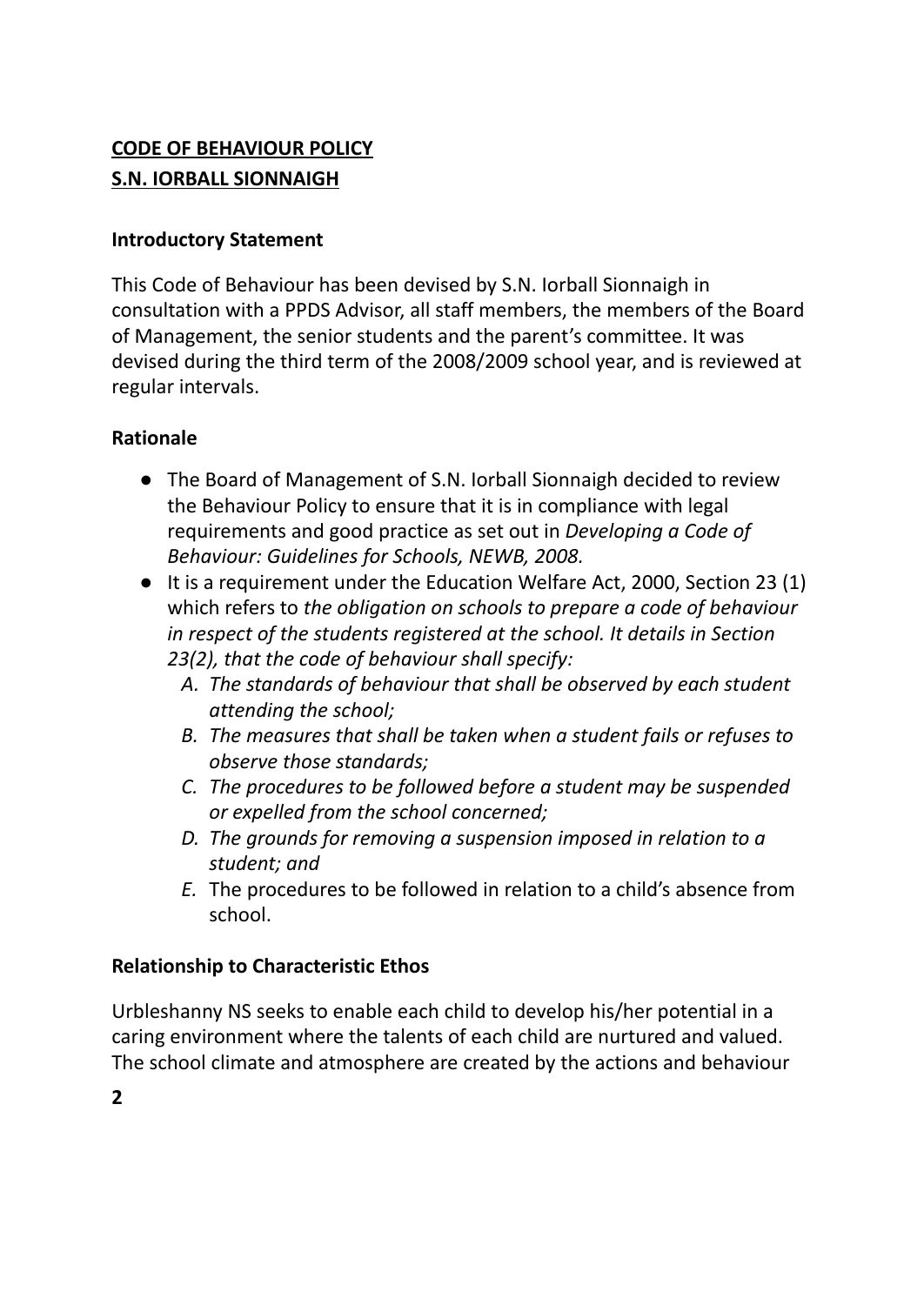**CODE OF BEHAVIOUR POLICY**
**S.N. IORBALL SIONNAIGH**

### Introductory Statement

This Code of Behaviour has been devised by S.N. Iorball Sionnaigh in consultation with a PPDS Advisor, all staff members, the members of the Board of Management, the senior students and the parent's committee. It was devised during the third term of the 2008/2009 school year, and is reviewed at regular intervals.

### Rationale

- The Board of Management of S.N. Iorball Sionnaigh decided to review the Behaviour Policy to ensure that it is in compliance with legal requirements and good practice as set out in *Developing a Code of Behaviour: Guidelines for Schools, NEWB, 2008.*
- It is a requirement under the Education Welfare Act, 2000, Section 23 (1) which refers to *the obligation on schools to prepare a code of behaviour in respect of the students registered at the school. It details in Section 23(2), that the code of behaviour shall specify:*
    - *A. The standards of behaviour that shall be observed by each student attending the school;*
    - *B. The measures that shall be taken when a student fails or refuses to observe those standards;*
    - *C. The procedures to be followed before a student may be suspended or expelled from the school concerned;*
    - *D. The grounds for removing a suspension imposed in relation to a student; and*
    - *E.* The procedures to be followed in relation to a child's absence from school.

### Relationship to Characteristic Ethos

Urbleshanny NS seeks to enable each child to develop his/her potential in a caring environment where the talents of each child are nurtured and valued. The school climate and atmosphere are created by the actions and behaviour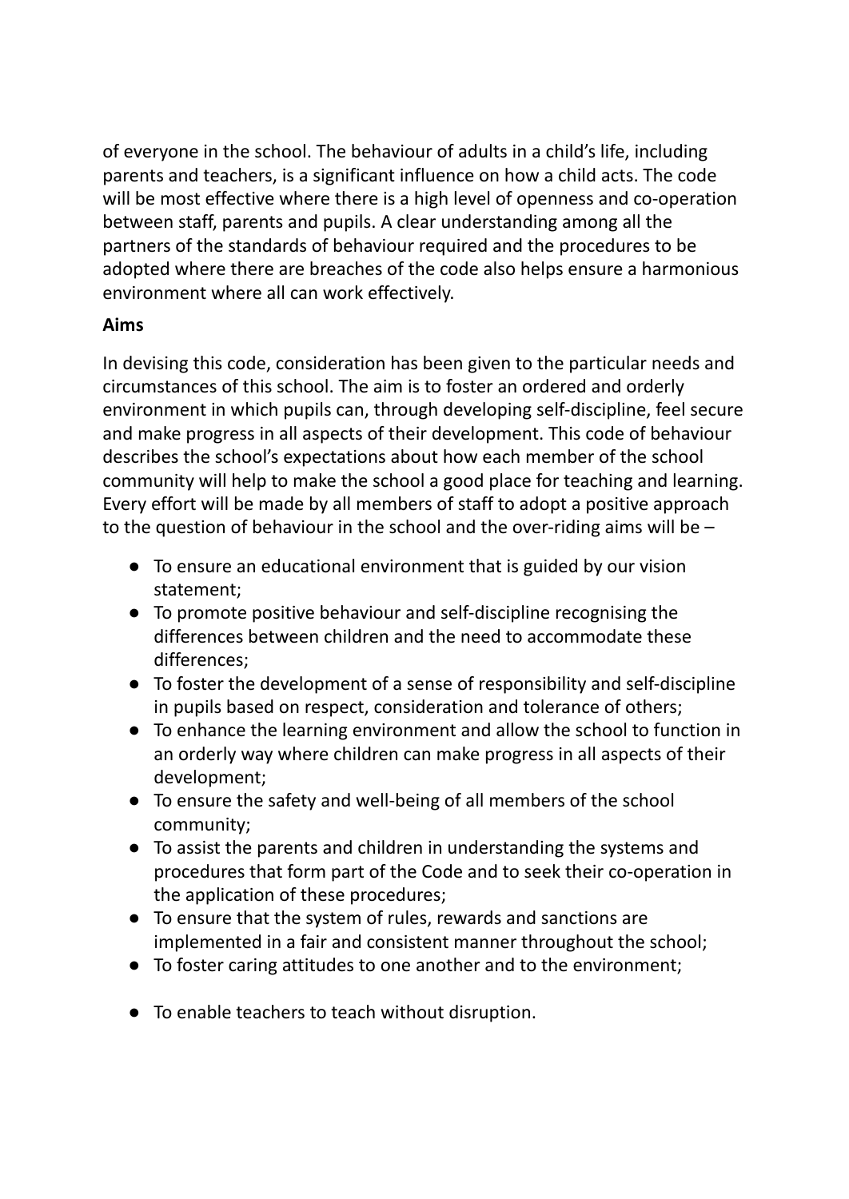of everyone in the school. The behaviour of adults in a child's life, including parents and teachers, is a significant influence on how a child acts. The code will be most effective where there is a high level of openness and co-operation between staff, parents and pupils. A clear understanding among all the partners of the standards of behaviour required and the procedures to be adopted where there are breaches of the code also helps ensure a harmonious environment where all can work effectively.

**Aims**

In devising this code, consideration has been given to the particular needs and circumstances of this school. The aim is to foster an ordered and orderly environment in which pupils can, through developing self-discipline, feel secure and make progress in all aspects of their development. This code of behaviour describes the school's expectations about how each member of the school community will help to make the school a good place for teaching and learning. Every effort will be made by all members of staff to adopt a positive approach to the question of behaviour in the school and the over-riding aims will be –

- To ensure an educational environment that is guided by our vision statement;
- To promote positive behaviour and self-discipline recognising the differences between children and the need to accommodate these differences;
- To foster the development of a sense of responsibility and self-discipline in pupils based on respect, consideration and tolerance of others;
- To enhance the learning environment and allow the school to function in an orderly way where children can make progress in all aspects of their development;
- To ensure the safety and well-being of all members of the school community;
- To assist the parents and children in understanding the systems and procedures that form part of the Code and to seek their co-operation in the application of these procedures;
- To ensure that the system of rules, rewards and sanctions are implemented in a fair and consistent manner throughout the school;
- To foster caring attitudes to one another and to the environment;
- To enable teachers to teach without disruption.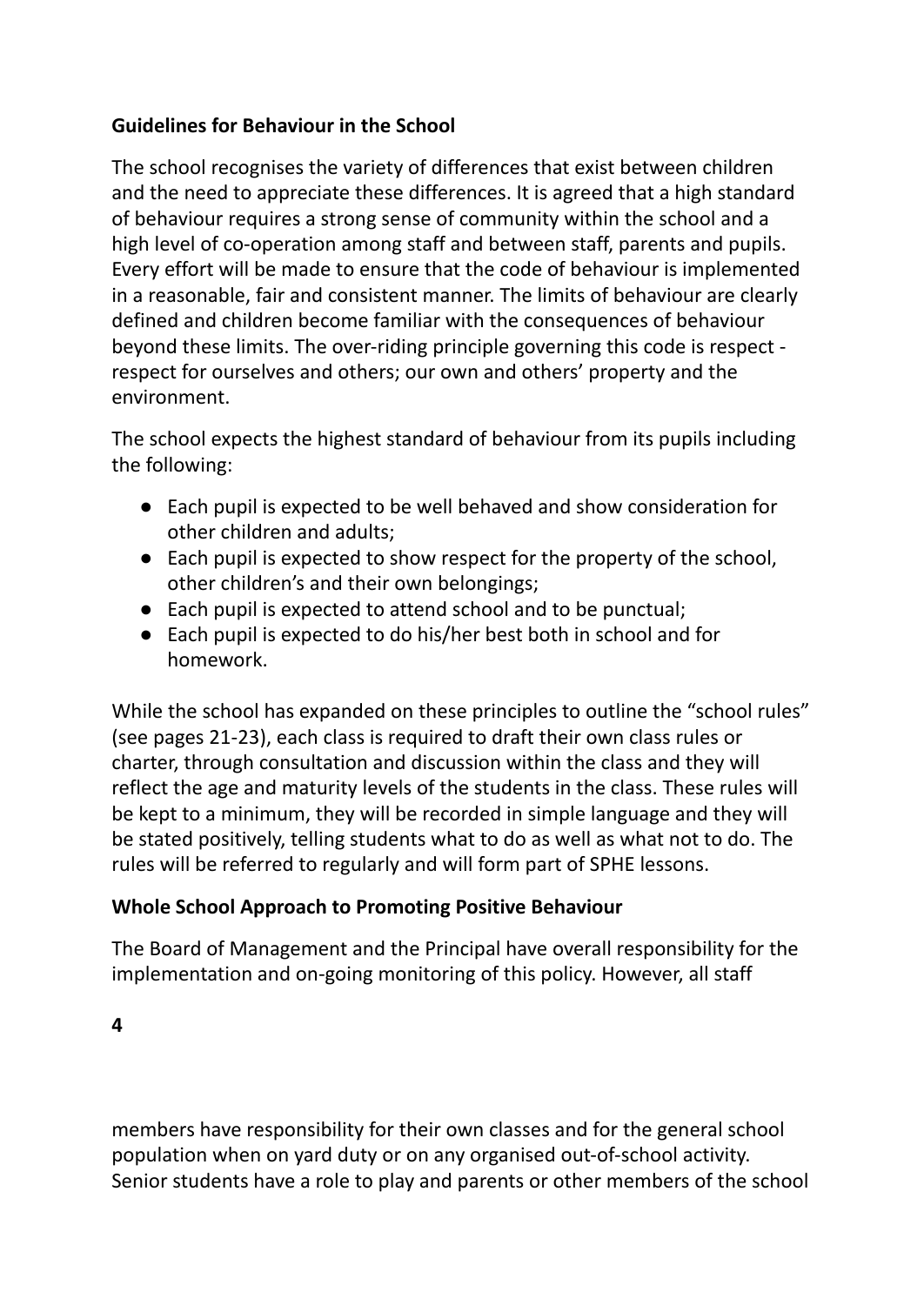**Guidelines for Behaviour in the School**

The school recognises the variety of differences that exist between children and the need to appreciate these differences. It is agreed that a high standard of behaviour requires a strong sense of community within the school and a high level of co-operation among staff and between staff, parents and pupils. Every effort will be made to ensure that the code of behaviour is implemented in a reasonable, fair and consistent manner. The limits of behaviour are clearly defined and children become familiar with the consequences of behaviour beyond these limits. The over-riding principle governing this code is respect - respect for ourselves and others; our own and others' property and the environment.

The school expects the highest standard of behaviour from its pupils including the following:

- Each pupil is expected to be well behaved and show consideration for other children and adults;
- Each pupil is expected to show respect for the property of the school, other children's and their own belongings;
- Each pupil is expected to attend school and to be punctual;
- Each pupil is expected to do his/her best both in school and for homework.

While the school has expanded on these principles to outline the "school rules" (see pages 21-23), each class is required to draft their own class rules or charter, through consultation and discussion within the class and they will reflect the age and maturity levels of the students in the class. These rules will be kept to a minimum, they will be recorded in simple language and they will be stated positively, telling students what to do as well as what not to do. The rules will be referred to regularly and will form part of SPHE lessons.

**Whole School Approach to Promoting Positive Behaviour**

The Board of Management and the Principal have overall responsibility for the implementation and on-going monitoring of this policy. However, all staff members have responsibility for their own classes and for the general school population when on yard duty or on any organised out-of-school activity. Senior students have a role to play and parents or other members of the school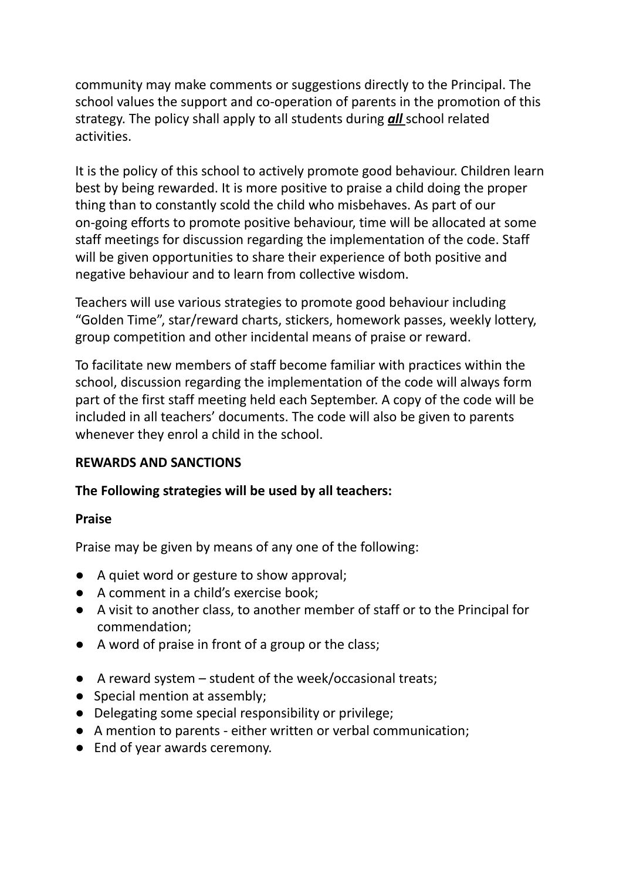community may make comments or suggestions directly to the Principal. The school values the support and co-operation of parents in the promotion of this strategy. The policy shall apply to all students during ***all*** school related activities.

It is the policy of this school to actively promote good behaviour. Children learn best by being rewarded. It is more positive to praise a child doing the proper thing than to constantly scold the child who misbehaves. As part of our on-going efforts to promote positive behaviour, time will be allocated at some staff meetings for discussion regarding the implementation of the code. Staff will be given opportunities to share their experience of both positive and negative behaviour and to learn from collective wisdom.

Teachers will use various strategies to promote good behaviour including "Golden Time", star/reward charts, stickers, homework passes, weekly lottery, group competition and other incidental means of praise or reward.

To facilitate new members of staff become familiar with practices within the school, discussion regarding the implementation of the code will always form part of the first staff meeting held each September. A copy of the code will be included in all teachers' documents. The code will also be given to parents whenever they enrol a child in the school.

**REWARDS AND SANCTIONS**

**The Following strategies will be used by all teachers:**

**Praise**

Praise may be given by means of any one of the following:

- A quiet word or gesture to show approval;
- A comment in a child's exercise book;
- A visit to another class, to another member of staff or to the Principal for commendation;
- A word of praise in front of a group or the class;
- A reward system – student of the week/occasional treats;
- Special mention at assembly;
- Delegating some special responsibility or privilege;
- A mention to parents - either written or verbal communication;
- End of year awards ceremony.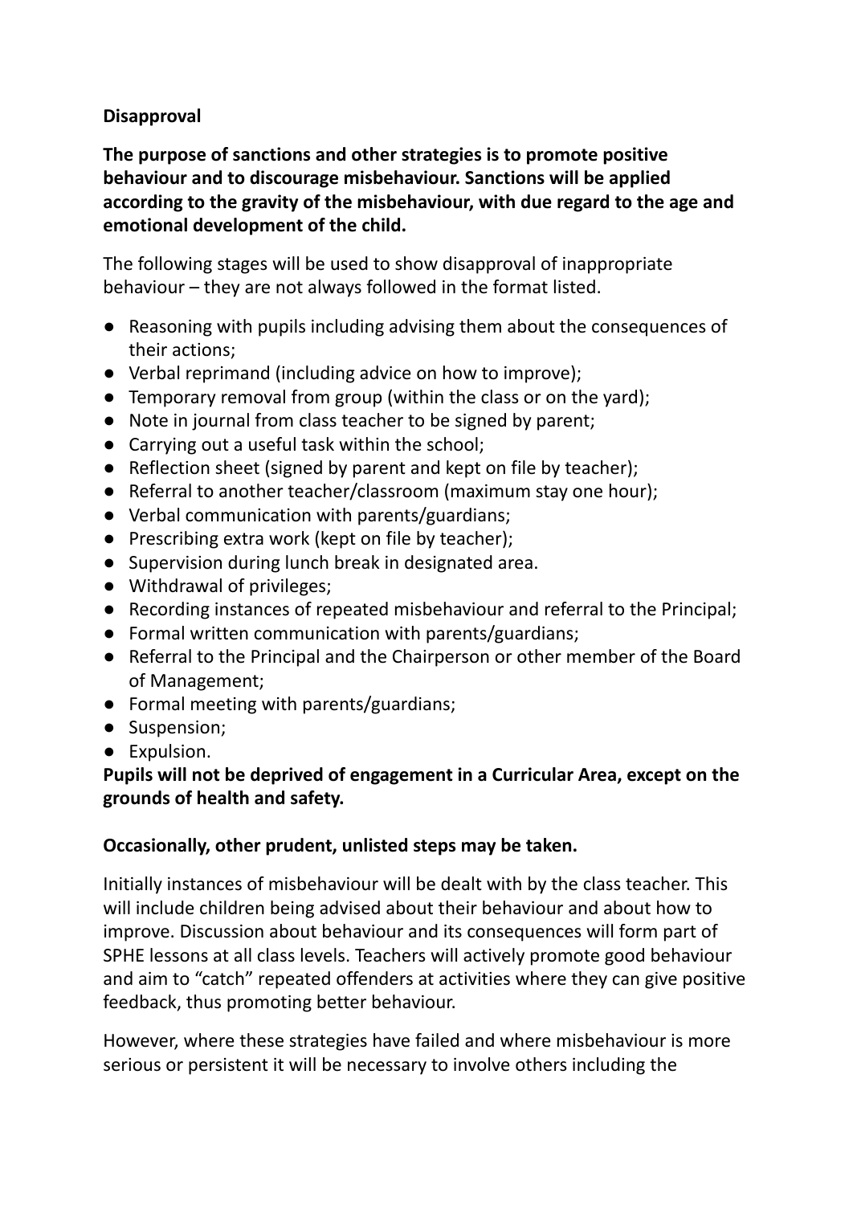**Disapproval**

**The purpose of sanctions and other strategies is to promote positive behaviour and to discourage misbehaviour. Sanctions will be applied according to the gravity of the misbehaviour, with due regard to the age and emotional development of the child.**

The following stages will be used to show disapproval of inappropriate behaviour – they are not always followed in the format listed.

- Reasoning with pupils including advising them about the consequences of their actions;
- Verbal reprimand (including advice on how to improve);
- Temporary removal from group (within the class or on the yard);
- Note in journal from class teacher to be signed by parent;
- Carrying out a useful task within the school;
- Reflection sheet (signed by parent and kept on file by teacher);
- Referral to another teacher/classroom (maximum stay one hour);
- Verbal communication with parents/guardians;
- Prescribing extra work (kept on file by teacher);
- Supervision during lunch break in designated area.
- Withdrawal of privileges;
- Recording instances of repeated misbehaviour and referral to the Principal;
- Formal written communication with parents/guardians;
- Referral to the Principal and the Chairperson or other member of the Board of Management;
- Formal meeting with parents/guardians;
- Suspension;
- Expulsion.

**Pupils will not be deprived of engagement in a Curricular Area, except on the grounds of health and safety.**

**Occasionally, other prudent, unlisted steps may be taken.**

Initially instances of misbehaviour will be dealt with by the class teacher. This will include children being advised about their behaviour and about how to improve. Discussion about behaviour and its consequences will form part of SPHE lessons at all class levels. Teachers will actively promote good behaviour and aim to "catch" repeated offenders at activities where they can give positive feedback, thus promoting better behaviour.

However, where these strategies have failed and where misbehaviour is more serious or persistent it will be necessary to involve others including the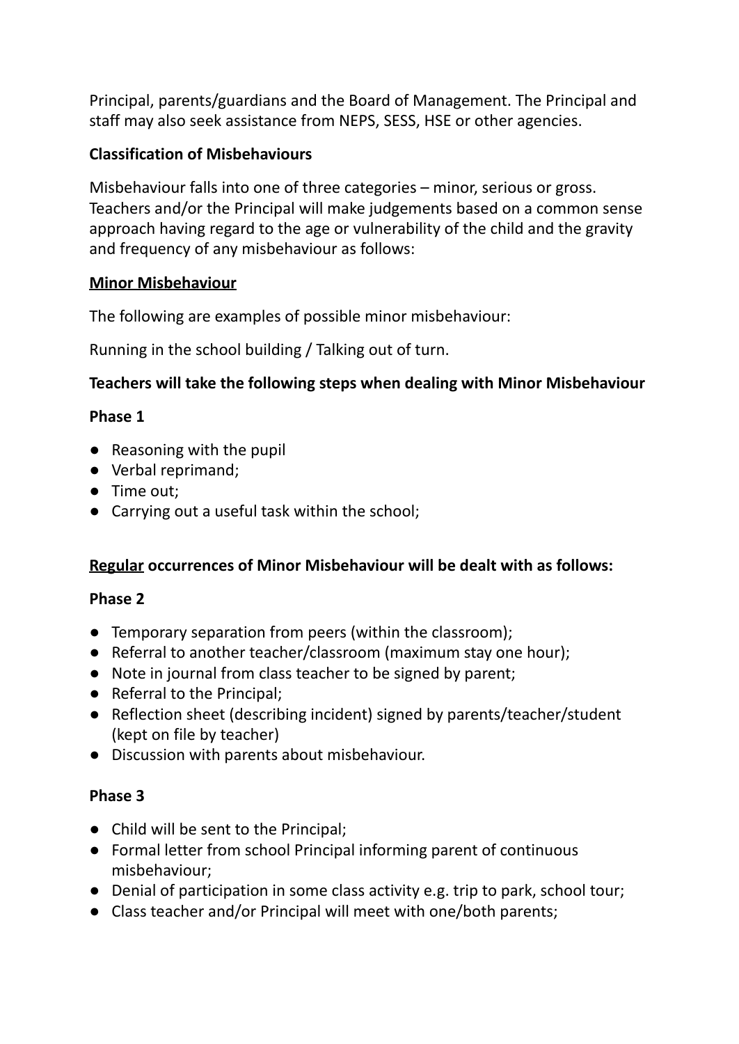Principal, parents/guardians and the Board of Management. The Principal and staff may also seek assistance from NEPS, SESS, HSE or other agencies.

**Classification of Misbehaviours**

Misbehaviour falls into one of three categories – minor, serious or gross. Teachers and/or the Principal will make judgements based on a common sense approach having regard to the age or vulnerability of the child and the gravity and frequency of any misbehaviour as follows:

**<u>Minor Misbehaviour</u>**

The following are examples of possible minor misbehaviour:

Running in the school building / Talking out of turn.

**Teachers will take the following steps when dealing with Minor Misbehaviour**

**Phase 1**

- Reasoning with the pupil
- Verbal reprimand;
- Time out;
- Carrying out a useful task within the school;

**<u>Regular</u> occurrences of Minor Misbehaviour will be dealt with as follows:**

**Phase 2**

- Temporary separation from peers (within the classroom);
- Referral to another teacher/classroom (maximum stay one hour);
- Note in journal from class teacher to be signed by parent;
- Referral to the Principal;
- Reflection sheet (describing incident) signed by parents/teacher/student (kept on file by teacher)
- Discussion with parents about misbehaviour.

**Phase 3**

- Child will be sent to the Principal;
- Formal letter from school Principal informing parent of continuous misbehaviour;
- Denial of participation in some class activity e.g. trip to park, school tour;
- Class teacher and/or Principal will meet with one/both parents;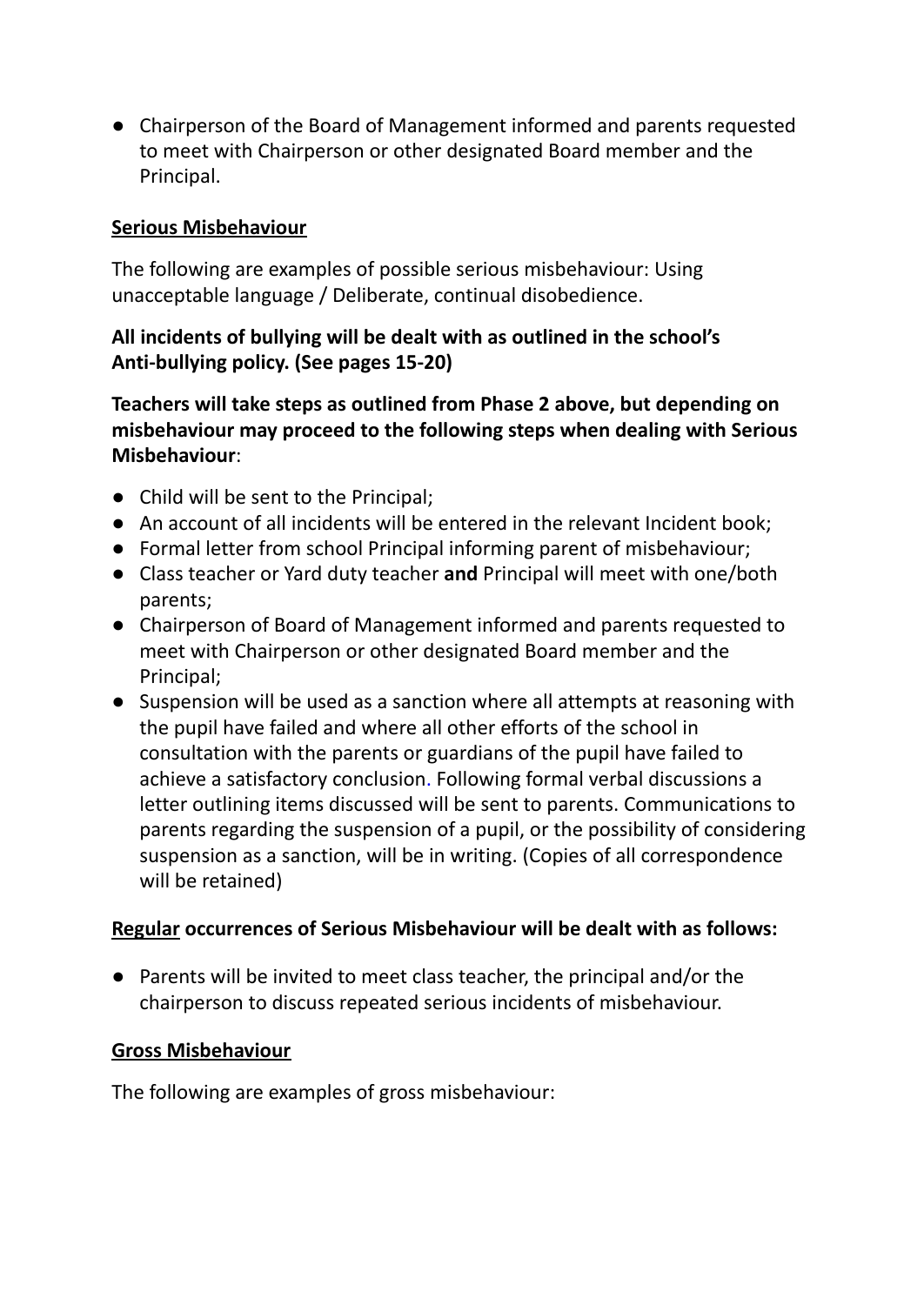- Chairperson of the Board of Management informed and parents requested to meet with Chairperson or other designated Board member and the Principal.

**Serious Misbehaviour**

The following are examples of possible serious misbehaviour: Using unacceptable language / Deliberate, continual disobedience.

**All incidents of bullying will be dealt with as outlined in the school's Anti-bullying policy. (See pages 15-20)**

**Teachers will take steps as outlined from Phase 2 above, but depending on misbehaviour may proceed to the following steps when dealing with Serious Misbehaviour**:

- Child will be sent to the Principal;
- An account of all incidents will be entered in the relevant Incident book;
- Formal letter from school Principal informing parent of misbehaviour;
- Class teacher or Yard duty teacher **and** Principal will meet with one/both parents;
- Chairperson of Board of Management informed and parents requested to meet with Chairperson or other designated Board member and the Principal;
- Suspension will be used as a sanction where all attempts at reasoning with the pupil have failed and where all other efforts of the school in consultation with the parents or guardians of the pupil have failed to achieve a satisfactory conclusion. Following formal verbal discussions a letter outlining items discussed will be sent to parents. Communications to parents regarding the suspension of a pupil, or the possibility of considering suspension as a sanction, will be in writing. (Copies of all correspondence will be retained)

**Regular occurrences of Serious Misbehaviour will be dealt with as follows:**

- Parents will be invited to meet class teacher, the principal and/or the chairperson to discuss repeated serious incidents of misbehaviour.

**Gross Misbehaviour**

The following are examples of gross misbehaviour: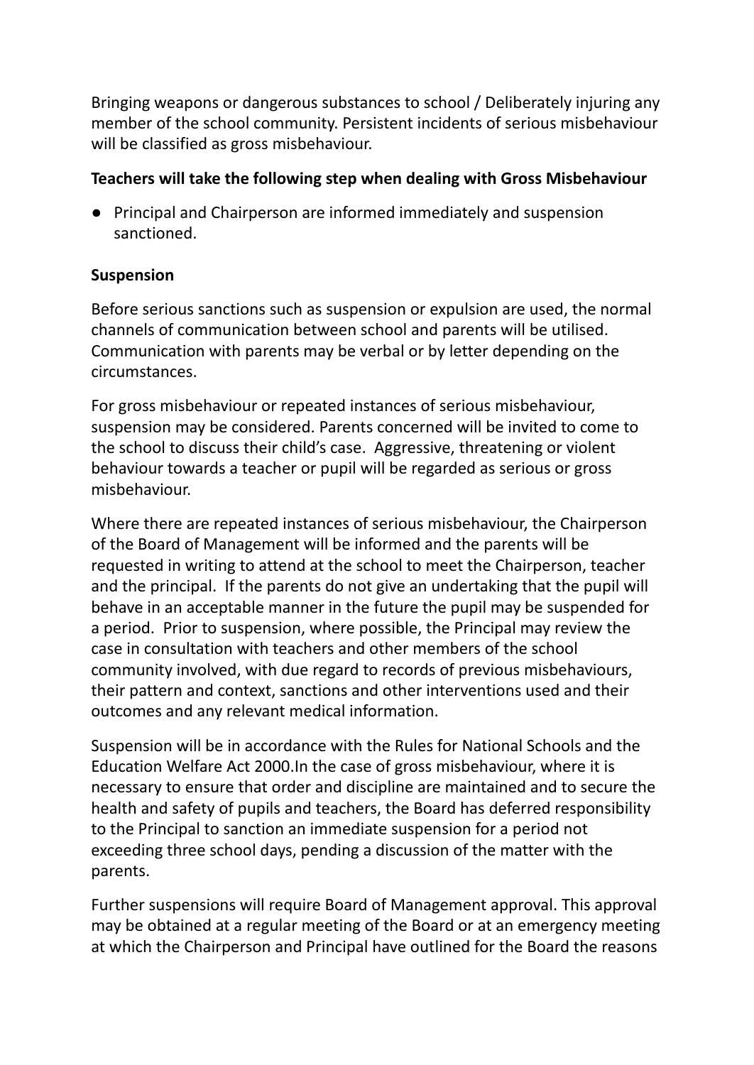Bringing weapons or dangerous substances to school / Deliberately injuring any member of the school community. Persistent incidents of serious misbehaviour will be classified as gross misbehaviour.

**Teachers will take the following step when dealing with Gross Misbehaviour**

- Principal and Chairperson are informed immediately and suspension sanctioned.

**Suspension**

Before serious sanctions such as suspension or expulsion are used, the normal channels of communication between school and parents will be utilised. Communication with parents may be verbal or by letter depending on the circumstances.

For gross misbehaviour or repeated instances of serious misbehaviour, suspension may be considered. Parents concerned will be invited to come to the school to discuss their child's case. Aggressive, threatening or violent behaviour towards a teacher or pupil will be regarded as serious or gross misbehaviour.

Where there are repeated instances of serious misbehaviour, the Chairperson of the Board of Management will be informed and the parents will be requested in writing to attend at the school to meet the Chairperson, teacher and the principal. If the parents do not give an undertaking that the pupil will behave in an acceptable manner in the future the pupil may be suspended for a period. Prior to suspension, where possible, the Principal may review the case in consultation with teachers and other members of the school community involved, with due regard to records of previous misbehaviours, their pattern and context, sanctions and other interventions used and their outcomes and any relevant medical information.

Suspension will be in accordance with the Rules for National Schools and the Education Welfare Act 2000.In the case of gross misbehaviour, where it is necessary to ensure that order and discipline are maintained and to secure the health and safety of pupils and teachers, the Board has deferred responsibility to the Principal to sanction an immediate suspension for a period not exceeding three school days, pending a discussion of the matter with the parents.

Further suspensions will require Board of Management approval. This approval may be obtained at a regular meeting of the Board or at an emergency meeting at which the Chairperson and Principal have outlined for the Board the reasons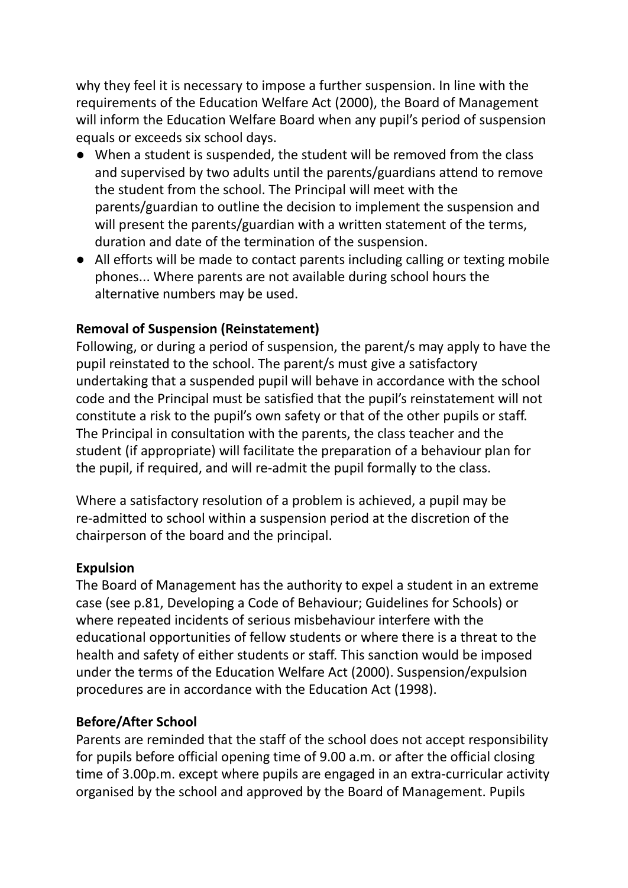why they feel it is necessary to impose a further suspension. In line with the requirements of the Education Welfare Act (2000), the Board of Management will inform the Education Welfare Board when any pupil's period of suspension equals or exceeds six school days.

- When a student is suspended, the student will be removed from the class and supervised by two adults until the parents/guardians attend to remove the student from the school. The Principal will meet with the parents/guardian to outline the decision to implement the suspension and will present the parents/guardian with a written statement of the terms, duration and date of the termination of the suspension.
- All efforts will be made to contact parents including calling or texting mobile phones... Where parents are not available during school hours the alternative numbers may be used.

**Removal of Suspension (Reinstatement)**

Following, or during a period of suspension, the parent/s may apply to have the pupil reinstated to the school. The parent/s must give a satisfactory undertaking that a suspended pupil will behave in accordance with the school code and the Principal must be satisfied that the pupil's reinstatement will not constitute a risk to the pupil's own safety or that of the other pupils or staff. The Principal in consultation with the parents, the class teacher and the student (if appropriate) will facilitate the preparation of a behaviour plan for the pupil, if required, and will re-admit the pupil formally to the class.

Where a satisfactory resolution of a problem is achieved, a pupil may be re-admitted to school within a suspension period at the discretion of the chairperson of the board and the principal.

**Expulsion**

The Board of Management has the authority to expel a student in an extreme case (see p.81, Developing a Code of Behaviour; Guidelines for Schools) or where repeated incidents of serious misbehaviour interfere with the educational opportunities of fellow students or where there is a threat to the health and safety of either students or staff. This sanction would be imposed under the terms of the Education Welfare Act (2000). Suspension/expulsion procedures are in accordance with the Education Act (1998).

**Before/After School**

Parents are reminded that the staff of the school does not accept responsibility for pupils before official opening time of 9.00 a.m. or after the official closing time of 3.00p.m. except where pupils are engaged in an extra-curricular activity organised by the school and approved by the Board of Management. Pupils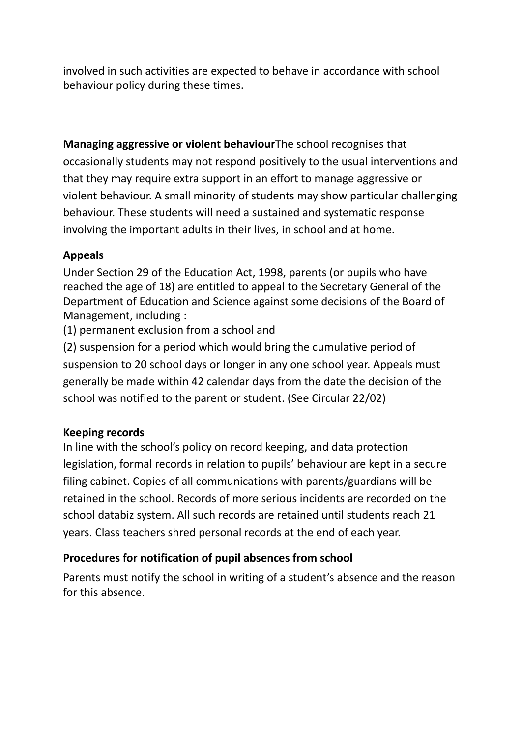involved in such activities are expected to behave in accordance with school behaviour policy during these times.

**Managing aggressive or violent behaviour**The school recognises that occasionally students may not respond positively to the usual interventions and that they may require extra support in an effort to manage aggressive or violent behaviour. A small minority of students may show particular challenging behaviour. These students will need a sustained and systematic response involving the important adults in their lives, in school and at home.

**Appeals**

Under Section 29 of the Education Act, 1998, parents (or pupils who have reached the age of 18) are entitled to appeal to the Secretary General of the Department of Education and Science against some decisions of the Board of Management, including :

(1) permanent exclusion from a school and

(2) suspension for a period which would bring the cumulative period of suspension to 20 school days or longer in any one school year. Appeals must generally be made within 42 calendar days from the date the decision of the school was notified to the parent or student. (See Circular 22/02)

**Keeping records**

In line with the school's policy on record keeping, and data protection legislation, formal records in relation to pupils' behaviour are kept in a secure filing cabinet. Copies of all communications with parents/guardians will be retained in the school. Records of more serious incidents are recorded on the school databiz system. All such records are retained until students reach 21 years. Class teachers shred personal records at the end of each year.

**Procedures for notification of pupil absences from school**

Parents must notify the school in writing of a student's absence and the reason for this absence.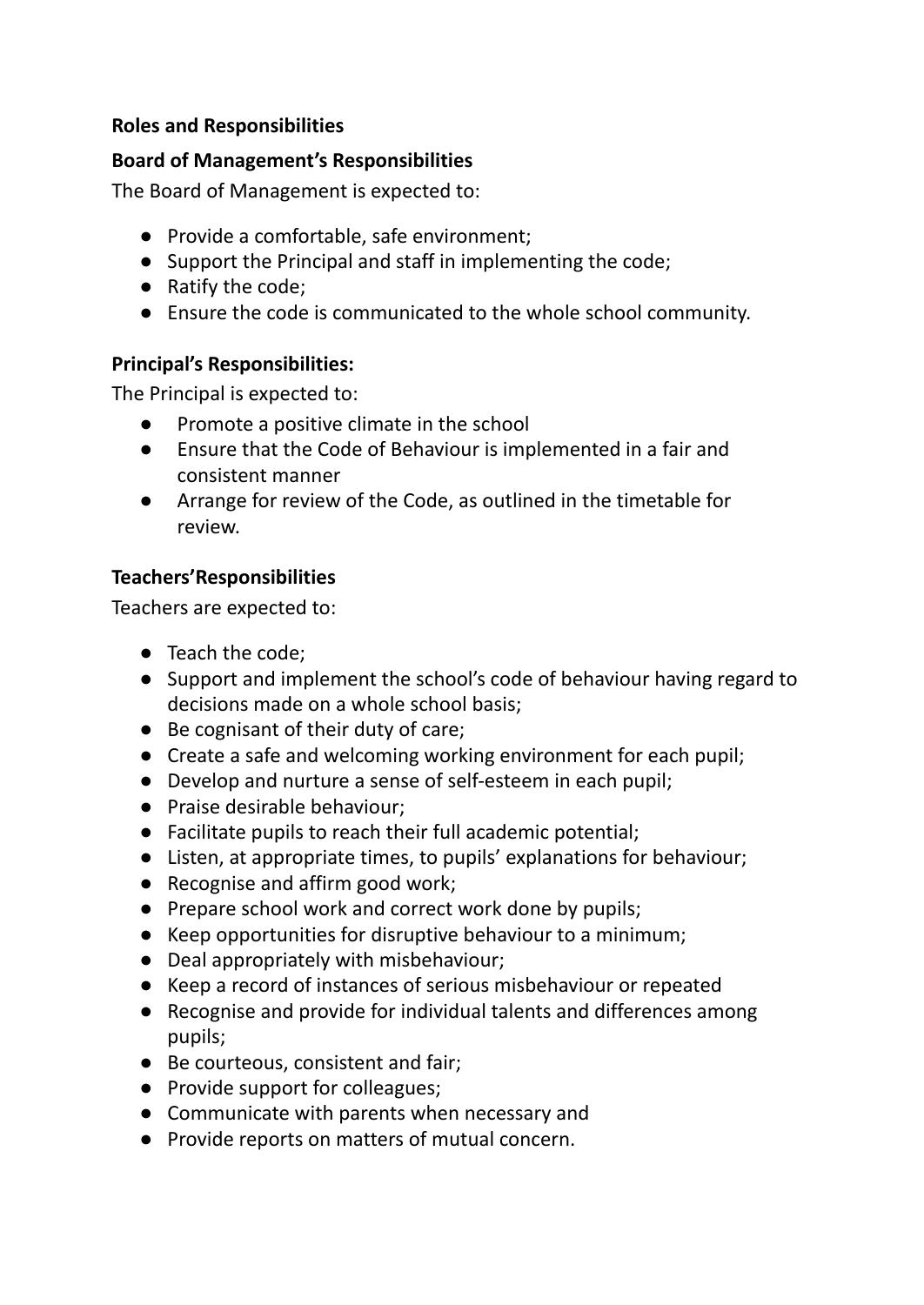**Roles and Responsibilities**

**Board of Management's Responsibilities**

The Board of Management is expected to:

- Provide a comfortable, safe environment;
- Support the Principal and staff in implementing the code;
- Ratify the code;
- Ensure the code is communicated to the whole school community.

**Principal's Responsibilities:**

The Principal is expected to:

- Promote a positive climate in the school
- Ensure that the Code of Behaviour is implemented in a fair and consistent manner
- Arrange for review of the Code, as outlined in the timetable for review.

**Teachers'Responsibilities**

Teachers are expected to:

- Teach the code;
- Support and implement the school's code of behaviour having regard to decisions made on a whole school basis;
- Be cognisant of their duty of care;
- Create a safe and welcoming working environment for each pupil;
- Develop and nurture a sense of self-esteem in each pupil;
- Praise desirable behaviour;
- Facilitate pupils to reach their full academic potential;
- Listen, at appropriate times, to pupils' explanations for behaviour;
- Recognise and affirm good work;
- Prepare school work and correct work done by pupils;
- Keep opportunities for disruptive behaviour to a minimum;
- Deal appropriately with misbehaviour;
- Keep a record of instances of serious misbehaviour or repeated
- Recognise and provide for individual talents and differences among pupils;
- Be courteous, consistent and fair;
- Provide support for colleagues;
- Communicate with parents when necessary and
- Provide reports on matters of mutual concern.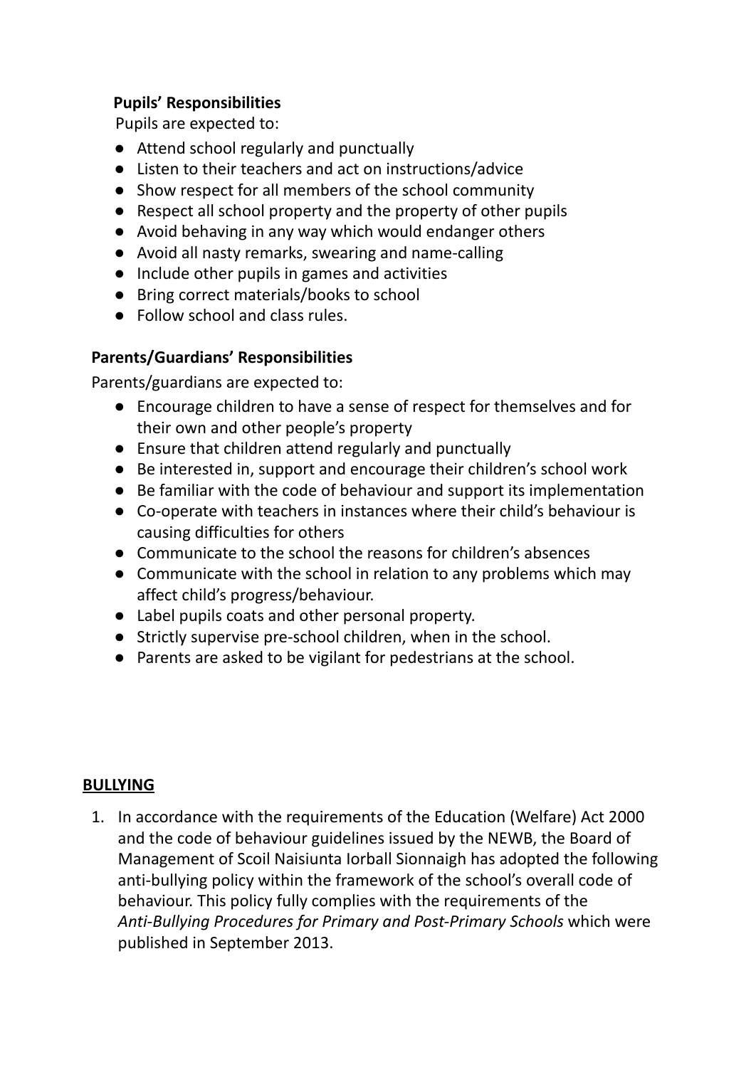**Pupils' Responsibilities**

Pupils are expected to:

- Attend school regularly and punctually
- Listen to their teachers and act on instructions/advice
- Show respect for all members of the school community
- Respect all school property and the property of other pupils
- Avoid behaving in any way which would endanger others
- Avoid all nasty remarks, swearing and name-calling
- Include other pupils in games and activities
- Bring correct materials/books to school
- Follow school and class rules.

**Parents/Guardians' Responsibilities**

Parents/guardians are expected to:

- Encourage children to have a sense of respect for themselves and for their own and other people's property
- Ensure that children attend regularly and punctually
- Be interested in, support and encourage their children's school work
- Be familiar with the code of behaviour and support its implementation
- Co-operate with teachers in instances where their child's behaviour is causing difficulties for others
- Communicate to the school the reasons for children's absences
- Communicate with the school in relation to any problems which may affect child's progress/behaviour.
- Label pupils coats and other personal property.
- Strictly supervise pre-school children, when in the school.
- Parents are asked to be vigilant for pedestrians at the school.

## **BULLYING**

1. In accordance with the requirements of the Education (Welfare) Act 2000 and the code of behaviour guidelines issued by the NEWB, the Board of Management of Scoil Naisiunta Iorball Sionnaigh has adopted the following anti-bullying policy within the framework of the school's overall code of behaviour. This policy fully complies with the requirements of the *Anti-Bullying Procedures for Primary and Post-Primary Schools* which were published in September 2013.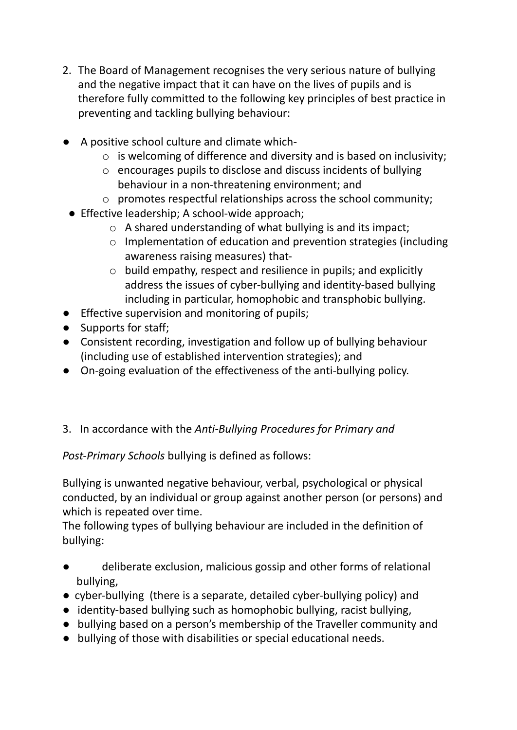2. The Board of Management recognises the very serious nature of bullying and the negative impact that it can have on the lives of pupils and is therefore fully committed to the following key principles of best practice in preventing and tackling bullying behaviour:

- A positive school culture and climate which-
  - is welcoming of difference and diversity and is based on inclusivity;
  - encourages pupils to disclose and discuss incidents of bullying behaviour in a non-threatening environment; and
  - promotes respectful relationships across the school community;
- Effective leadership; A school-wide approach;
  - A shared understanding of what bullying is and its impact;
  - Implementation of education and prevention strategies (including awareness raising measures) that-
  - build empathy, respect and resilience in pupils; and explicitly address the issues of cyber-bullying and identity-based bullying including in particular, homophobic and transphobic bullying.
- Effective supervision and monitoring of pupils;
- Supports for staff;
- Consistent recording, investigation and follow up of bullying behaviour (including use of established intervention strategies); and
- On-going evaluation of the effectiveness of the anti-bullying policy.

3. In accordance with the *Anti-Bullying Procedures for Primary and Post-Primary Schools* bullying is defined as follows:

Bullying is unwanted negative behaviour, verbal, psychological or physical conducted, by an individual or group against another person (or persons) and which is repeated over time.
The following types of bullying behaviour are included in the definition of bullying:

- deliberate exclusion, malicious gossip and other forms of relational bullying,
- cyber-bullying (there is a separate, detailed cyber-bullying policy) and
- identity-based bullying such as homophobic bullying, racist bullying,
- bullying based on a person's membership of the Traveller community and
- bullying of those with disabilities or special educational needs.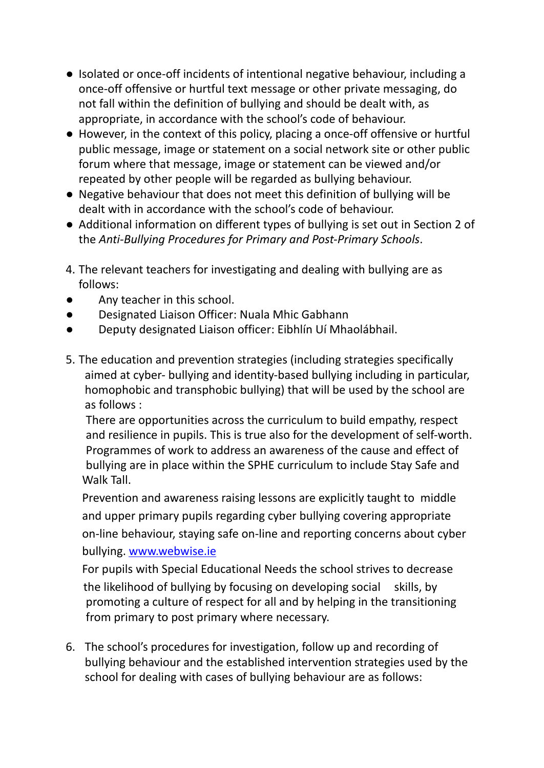- Isolated or once-off incidents of intentional negative behaviour, including a once-off offensive or hurtful text message or other private messaging, do not fall within the definition of bullying and should be dealt with, as appropriate, in accordance with the school's code of behaviour.
- However, in the context of this policy, placing a once-off offensive or hurtful public message, image or statement on a social network site or other public forum where that message, image or statement can be viewed and/or repeated by other people will be regarded as bullying behaviour.
- Negative behaviour that does not meet this definition of bullying will be dealt with in accordance with the school's code of behaviour.
- Additional information on different types of bullying is set out in Section 2 of the *Anti-Bullying Procedures for Primary and Post-Primary Schools*.

4. The relevant teachers for investigating and dealing with bullying are as follows:

- Any teacher in this school.
- Designated Liaison Officer: Nuala Mhic Gabhann
- Deputy designated Liaison officer: Eibhlín Uí Mhaolábhail.

5. The education and prevention strategies (including strategies specifically aimed at cyber- bullying and identity-based bullying including in particular, homophobic and transphobic bullying) that will be used by the school are as follows :

There are opportunities across the curriculum to build empathy, respect and resilience in pupils. This is true also for the development of self-worth. Programmes of work to address an awareness of the cause and effect of bullying are in place within the SPHE curriculum to include Stay Safe and Walk Tall.

Prevention and awareness raising lessons are explicitly taught to middle and upper primary pupils regarding cyber bullying covering appropriate on-line behaviour, staying safe on-line and reporting concerns about cyber bullying. [www.webwise.ie](http://www.webwise.ie)

For pupils with Special Educational Needs the school strives to decrease the likelihood of bullying by focusing on developing social skills, by promoting a culture of respect for all and by helping in the transitioning from primary to post primary where necessary.

6. The school's procedures for investigation, follow up and recording of bullying behaviour and the established intervention strategies used by the school for dealing with cases of bullying behaviour are as follows: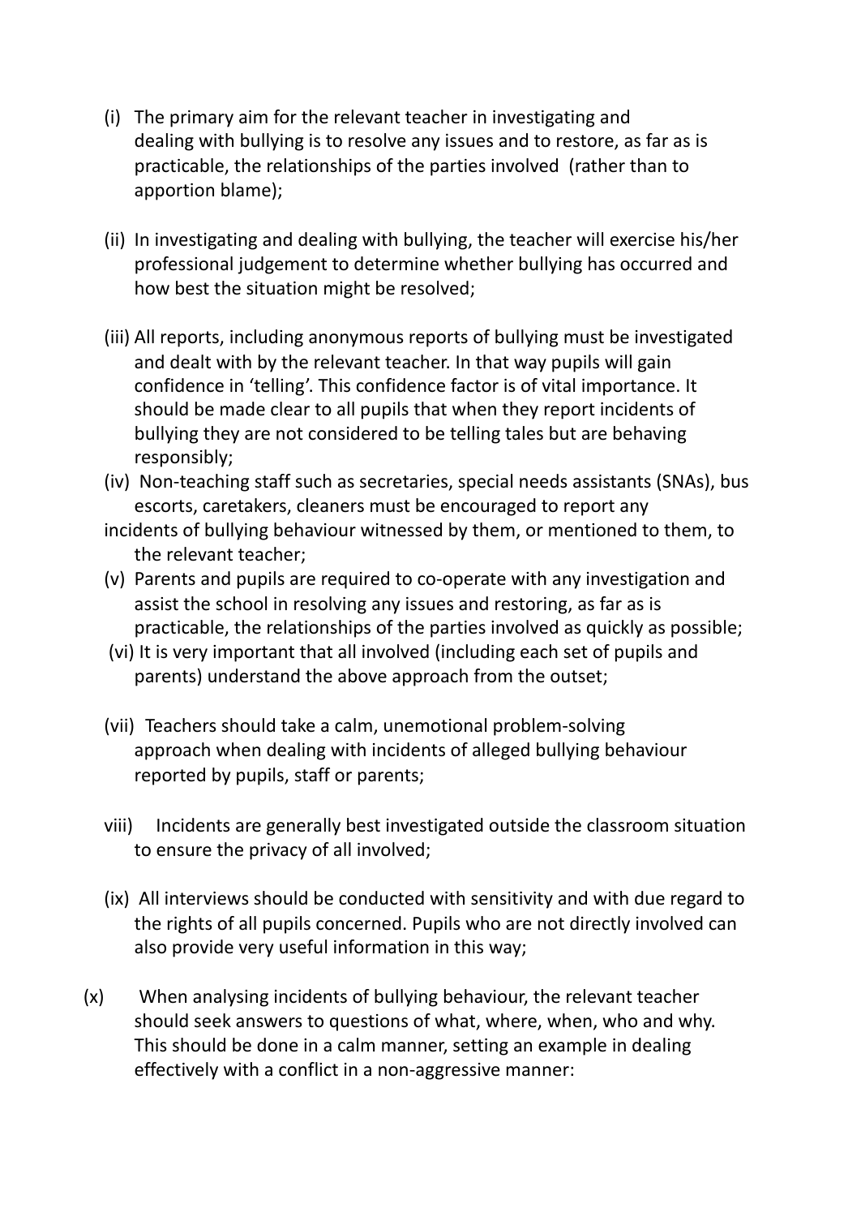(i) The primary aim for the relevant teacher in investigating and dealing with bullying is to resolve any issues and to restore, as far as is practicable, the relationships of the parties involved (rather than to apportion blame);

(ii) In investigating and dealing with bullying, the teacher will exercise his/her professional judgement to determine whether bullying has occurred and how best the situation might be resolved;

(iii) All reports, including anonymous reports of bullying must be investigated and dealt with by the relevant teacher. In that way pupils will gain confidence in 'telling'. This confidence factor is of vital importance. It should be made clear to all pupils that when they report incidents of bullying they are not considered to be telling tales but are behaving responsibly;

(iv) Non-teaching staff such as secretaries, special needs assistants (SNAs), bus escorts, caretakers, cleaners must be encouraged to report any incidents of bullying behaviour witnessed by them, or mentioned to them, to the relevant teacher;

(v) Parents and pupils are required to co-operate with any investigation and assist the school in resolving any issues and restoring, as far as is practicable, the relationships of the parties involved as quickly as possible;

(vi) It is very important that all involved (including each set of pupils and parents) understand the above approach from the outset;

(vii) Teachers should take a calm, unemotional problem-solving approach when dealing with incidents of alleged bullying behaviour reported by pupils, staff or parents;

viii) Incidents are generally best investigated outside the classroom situation to ensure the privacy of all involved;

(ix) All interviews should be conducted with sensitivity and with due regard to the rights of all pupils concerned. Pupils who are not directly involved can also provide very useful information in this way;

(x) When analysing incidents of bullying behaviour, the relevant teacher should seek answers to questions of what, where, when, who and why. This should be done in a calm manner, setting an example in dealing effectively with a conflict in a non-aggressive manner: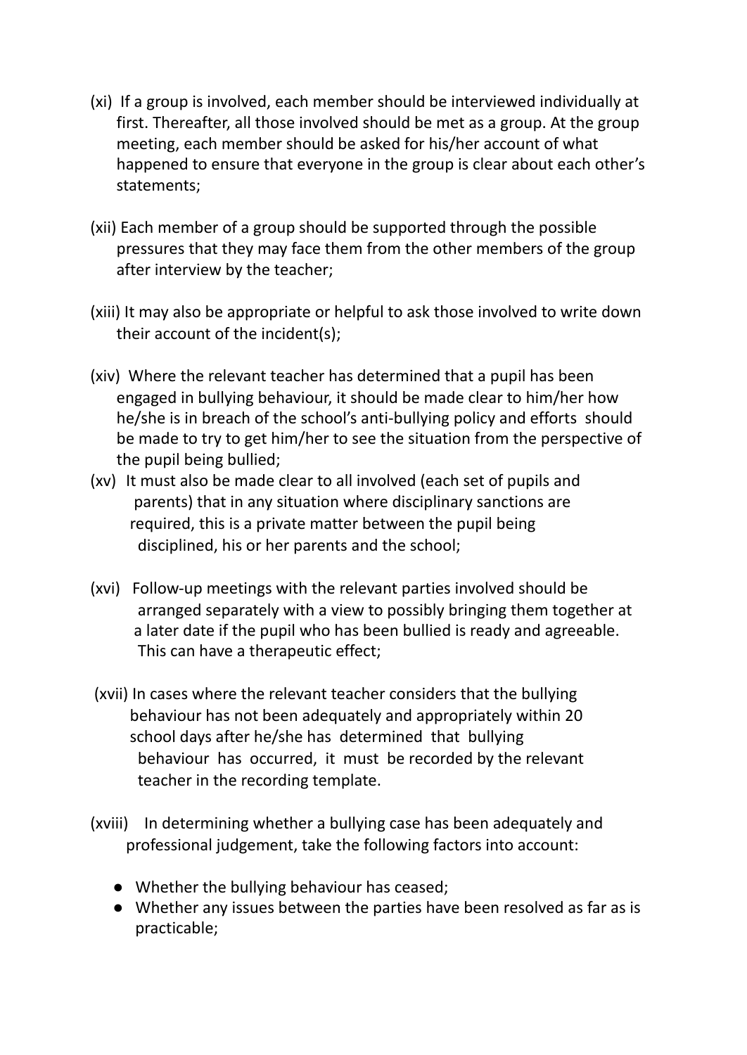(xi) If a group is involved, each member should be interviewed individually at first. Thereafter, all those involved should be met as a group. At the group meeting, each member should be asked for his/her account of what happened to ensure that everyone in the group is clear about each other's statements;

(xii) Each member of a group should be supported through the possible pressures that they may face them from the other members of the group after interview by the teacher;

(xiii) It may also be appropriate or helpful to ask those involved to write down their account of the incident(s);

(xiv) Where the relevant teacher has determined that a pupil has been engaged in bullying behaviour, it should be made clear to him/her how he/she is in breach of the school's anti-bullying policy and efforts should be made to try to get him/her to see the situation from the perspective of the pupil being bullied;

(xv) It must also be made clear to all involved (each set of pupils and parents) that in any situation where disciplinary sanctions are required, this is a private matter between the pupil being disciplined, his or her parents and the school;

(xvi) Follow-up meetings with the relevant parties involved should be arranged separately with a view to possibly bringing them together at a later date if the pupil who has been bullied is ready and agreeable. This can have a therapeutic effect;

(xvii) In cases where the relevant teacher considers that the bullying behaviour has not been adequately and appropriately within 20 school days after he/she has determined that bullying behaviour has occurred, it must be recorded by the relevant teacher in the recording template.

(xviii) In determining whether a bullying case has been adequately and professional judgement, take the following factors into account:

- Whether the bullying behaviour has ceased;
- Whether any issues between the parties have been resolved as far as is practicable;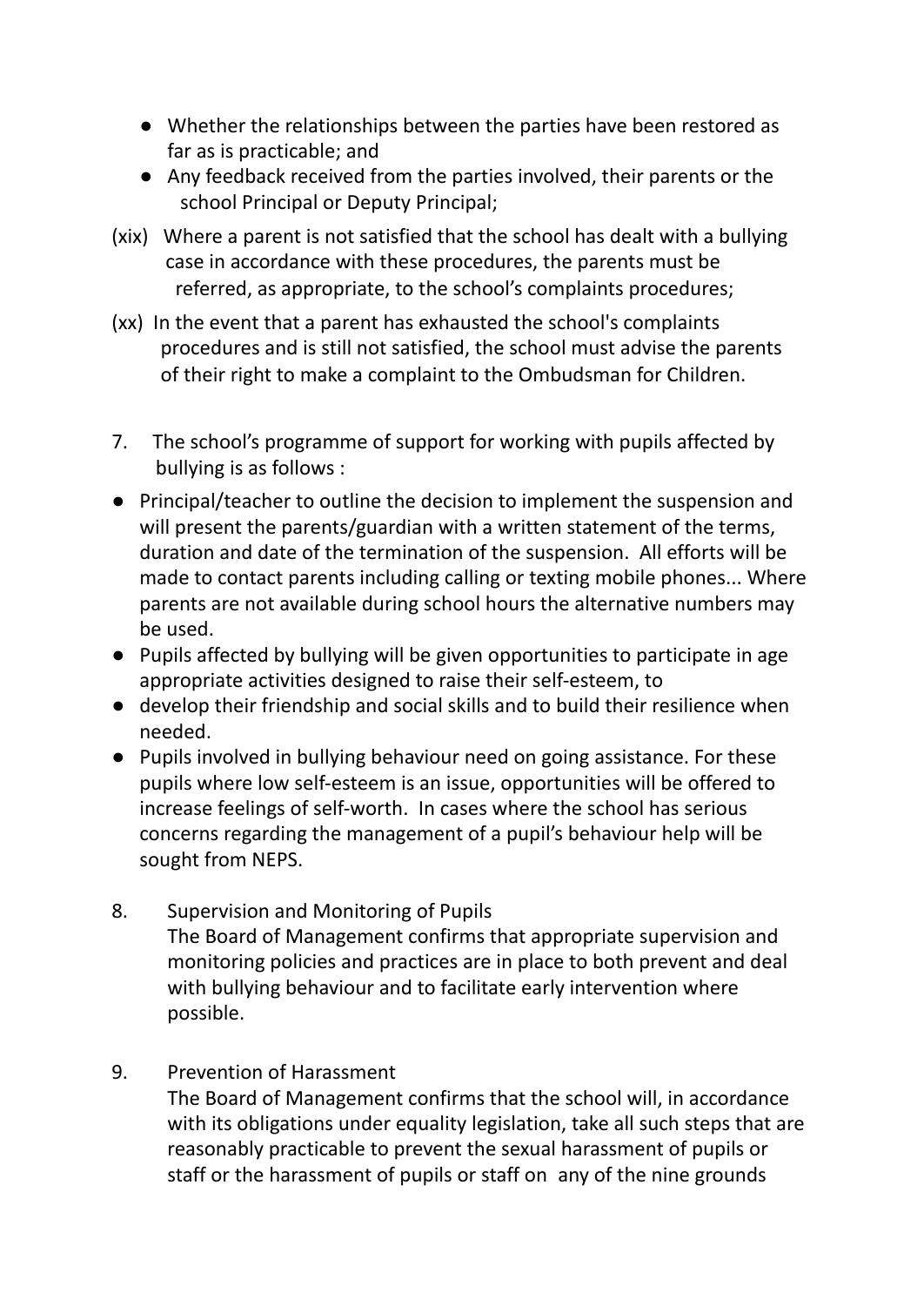- Whether the relationships between the parties have been restored as far as is practicable; and
- Any feedback received from the parties involved, their parents or the school Principal or Deputy Principal;

(xix) Where a parent is not satisfied that the school has dealt with a bullying case in accordance with these procedures, the parents must be referred, as appropriate, to the school's complaints procedures;

(xx) In the event that a parent has exhausted the school's complaints procedures and is still not satisfied, the school must advise the parents of their right to make a complaint to the Ombudsman for Children.

7. The school's programme of support for working with pupils affected by bullying is as follows :

- Principal/teacher to outline the decision to implement the suspension and will present the parents/guardian with a written statement of the terms, duration and date of the termination of the suspension. All efforts will be made to contact parents including calling or texting mobile phones... Where parents are not available during school hours the alternative numbers may be used.
- Pupils affected by bullying will be given opportunities to participate in age appropriate activities designed to raise their self-esteem, to
- develop their friendship and social skills and to build their resilience when needed.
- Pupils involved in bullying behaviour need on going assistance. For these pupils where low self-esteem is an issue, opportunities will be offered to increase feelings of self-worth. In cases where the school has serious concerns regarding the management of a pupil's behaviour help will be sought from NEPS.

8. Supervision and Monitoring of Pupils
   The Board of Management confirms that appropriate supervision and monitoring policies and practices are in place to both prevent and deal with bullying behaviour and to facilitate early intervention where possible.

9. Prevention of Harassment
   The Board of Management confirms that the school will, in accordance with its obligations under equality legislation, take all such steps that are reasonably practicable to prevent the sexual harassment of pupils or staff or the harassment of pupils or staff on any of the nine grounds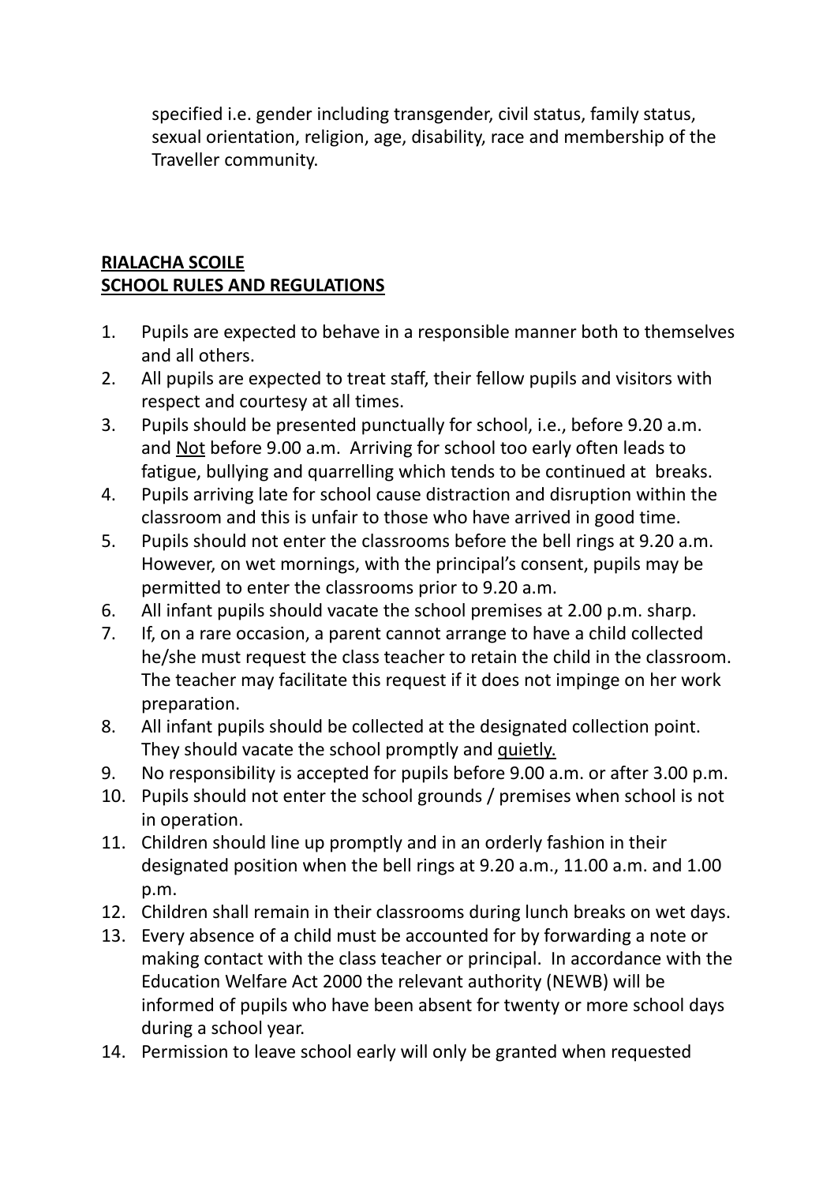specified i.e. gender including transgender, civil status, family status, sexual orientation, religion, age, disability, race and membership of the Traveller community.

**RIALACHA SCOILE**
**SCHOOL RULES AND REGULATIONS**

1. Pupils are expected to behave in a responsible manner both to themselves and all others.
2. All pupils are expected to treat staff, their fellow pupils and visitors with respect and courtesy at all times.
3. Pupils should be presented punctually for school, i.e., before 9.20 a.m. and Not before 9.00 a.m. Arriving for school too early often leads to fatigue, bullying and quarrelling which tends to be continued at breaks.
4. Pupils arriving late for school cause distraction and disruption within the classroom and this is unfair to those who have arrived in good time.
5. Pupils should not enter the classrooms before the bell rings at 9.20 a.m. However, on wet mornings, with the principal's consent, pupils may be permitted to enter the classrooms prior to 9.20 a.m.
6. All infant pupils should vacate the school premises at 2.00 p.m. sharp.
7. If, on a rare occasion, a parent cannot arrange to have a child collected he/she must request the class teacher to retain the child in the classroom. The teacher may facilitate this request if it does not impinge on her work preparation.
8. All infant pupils should be collected at the designated collection point. They should vacate the school promptly and quietly.
9. No responsibility is accepted for pupils before 9.00 a.m. or after 3.00 p.m.
10. Pupils should not enter the school grounds / premises when school is not in operation.
11. Children should line up promptly and in an orderly fashion in their designated position when the bell rings at 9.20 a.m., 11.00 a.m. and 1.00 p.m.
12. Children shall remain in their classrooms during lunch breaks on wet days.
13. Every absence of a child must be accounted for by forwarding a note or making contact with the class teacher or principal. In accordance with the Education Welfare Act 2000 the relevant authority (NEWB) will be informed of pupils who have been absent for twenty or more school days during a school year.
14. Permission to leave school early will only be granted when requested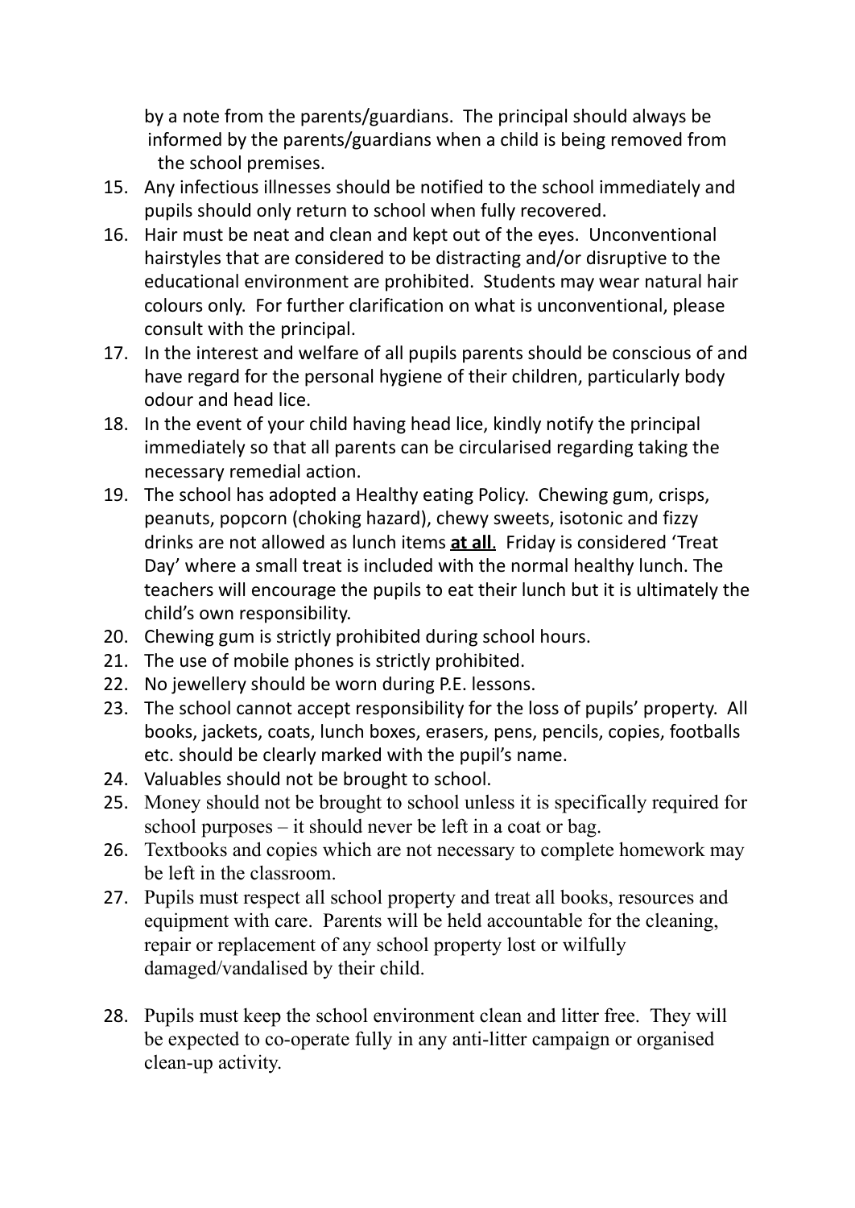by a note from the parents/guardians. The principal should always be informed by the parents/guardians when a child is being removed from the school premises.

15. Any infectious illnesses should be notified to the school immediately and pupils should only return to school when fully recovered.
16. Hair must be neat and clean and kept out of the eyes. Unconventional hairstyles that are considered to be distracting and/or disruptive to the educational environment are prohibited. Students may wear natural hair colours only. For further clarification on what is unconventional, please consult with the principal.
17. In the interest and welfare of all pupils parents should be conscious of and have regard for the personal hygiene of their children, particularly body odour and head lice.
18. In the event of your child having head lice, kindly notify the principal immediately so that all parents can be circularised regarding taking the necessary remedial action.
19. The school has adopted a Healthy eating Policy. Chewing gum, crisps, peanuts, popcorn (choking hazard), chewy sweets, isotonic and fizzy drinks are not allowed as lunch items **at all**. Friday is considered 'Treat Day' where a small treat is included with the normal healthy lunch. The teachers will encourage the pupils to eat their lunch but it is ultimately the child's own responsibility.
20. Chewing gum is strictly prohibited during school hours.
21. The use of mobile phones is strictly prohibited.
22. No jewellery should be worn during P.E. lessons.
23. The school cannot accept responsibility for the loss of pupils' property. All books, jackets, coats, lunch boxes, erasers, pens, pencils, copies, footballs etc. should be clearly marked with the pupil's name.
24. Valuables should not be brought to school.
25. Money should not be brought to school unless it is specifically required for school purposes – it should never be left in a coat or bag.
26. Textbooks and copies which are not necessary to complete homework may be left in the classroom.
27. Pupils must respect all school property and treat all books, resources and equipment with care. Parents will be held accountable for the cleaning, repair or replacement of any school property lost or wilfully damaged/vandalised by their child.
28. Pupils must keep the school environment clean and litter free. They will be expected to co-operate fully in any anti-litter campaign or organised clean-up activity.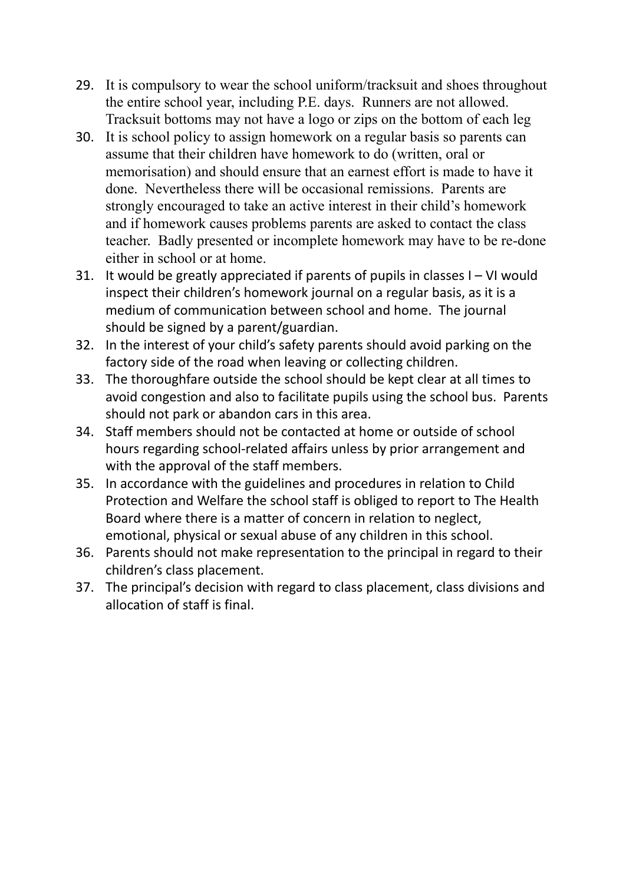29. It is compulsory to wear the school uniform/tracksuit and shoes throughout the entire school year, including P.E. days. Runners are not allowed. Tracksuit bottoms may not have a logo or zips on the bottom of each leg
30. It is school policy to assign homework on a regular basis so parents can assume that their children have homework to do (written, oral or memorisation) and should ensure that an earnest effort is made to have it done. Nevertheless there will be occasional remissions. Parents are strongly encouraged to take an active interest in their child's homework and if homework causes problems parents are asked to contact the class teacher. Badly presented or incomplete homework may have to be re-done either in school or at home.
31. It would be greatly appreciated if parents of pupils in classes I – VI would inspect their children's homework journal on a regular basis, as it is a medium of communication between school and home. The journal should be signed by a parent/guardian.
32. In the interest of your child's safety parents should avoid parking on the factory side of the road when leaving or collecting children.
33. The thoroughfare outside the school should be kept clear at all times to avoid congestion and also to facilitate pupils using the school bus. Parents should not park or abandon cars in this area.
34. Staff members should not be contacted at home or outside of school hours regarding school-related affairs unless by prior arrangement and with the approval of the staff members.
35. In accordance with the guidelines and procedures in relation to Child Protection and Welfare the school staff is obliged to report to The Health Board where there is a matter of concern in relation to neglect, emotional, physical or sexual abuse of any children in this school.
36. Parents should not make representation to the principal in regard to their children's class placement.
37. The principal's decision with regard to class placement, class divisions and allocation of staff is final.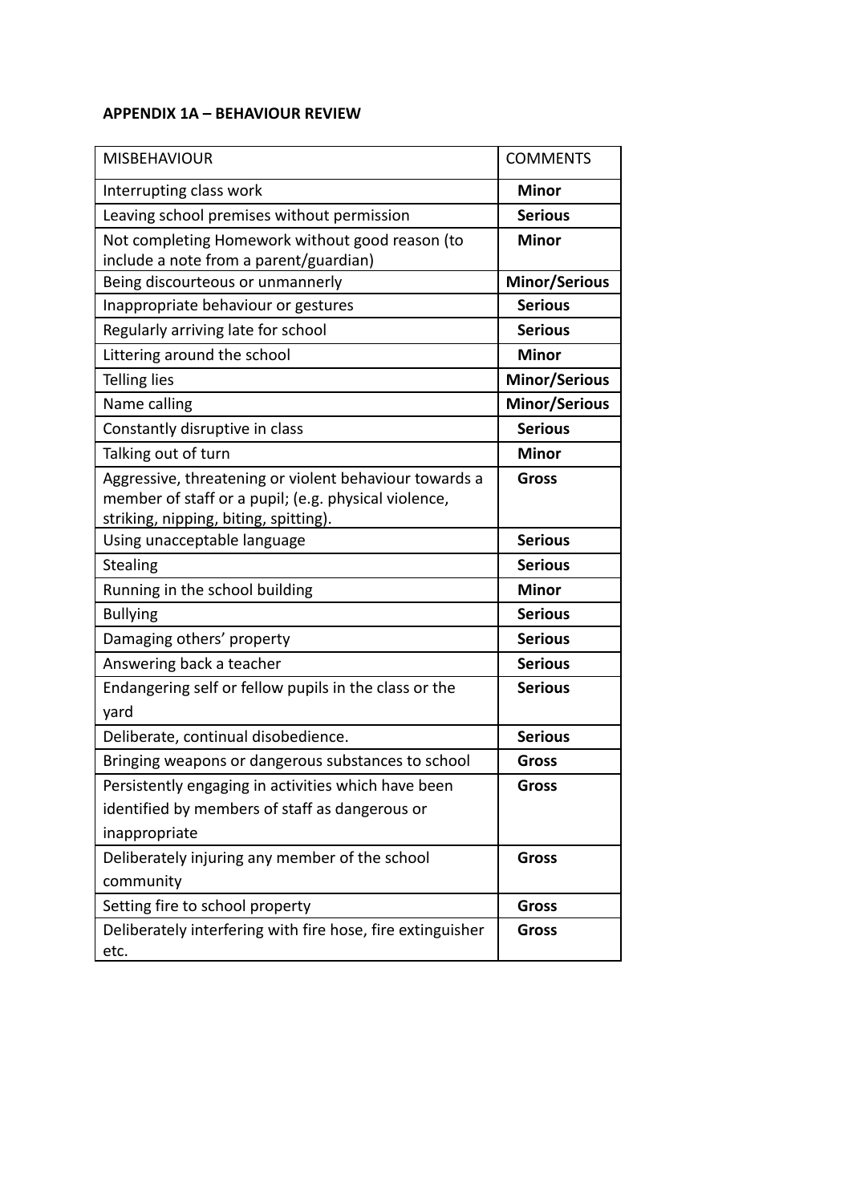**APPENDIX 1A – BEHAVIOUR REVIEW**

| MISBEHAVIOUR | COMMENTS |
|---|---|
| Interrupting class work | **Minor** |
| Leaving school premises without permission | **Serious** |
| Not completing Homework without good reason (to include a note from a parent/guardian) | **Minor** |
| Being discourteous or unmannerly | **Minor/Serious** |
| Inappropriate behaviour or gestures | **Serious** |
| Regularly arriving late for school | **Serious** |
| Littering around the school | **Minor** |
| Telling lies | **Minor/Serious** |
| Name calling | **Minor/Serious** |
| Constantly disruptive in class | **Serious** |
| Talking out of turn | **Minor** |
| Aggressive, threatening or violent behaviour towards a member of staff or a pupil; (e.g. physical violence, striking, nipping, biting, spitting). | **Gross** |
| Using unacceptable language | **Serious** |
| Stealing | **Serious** |
| Running in the school building | **Minor** |
| Bullying | **Serious** |
| Damaging others' property | **Serious** |
| Answering back a teacher | **Serious** |
| Endangering self or fellow pupils in the class or the yard | **Serious** |
| Deliberate, continual disobedience. | **Serious** |
| Bringing weapons or dangerous substances to school | **Gross** |
| Persistently engaging in activities which have been identified by members of staff as dangerous or inappropriate | **Gross** |
| Deliberately injuring any member of the school community | **Gross** |
| Setting fire to school property | **Gross** |
| Deliberately interfering with fire hose, fire extinguisher etc. | **Gross** |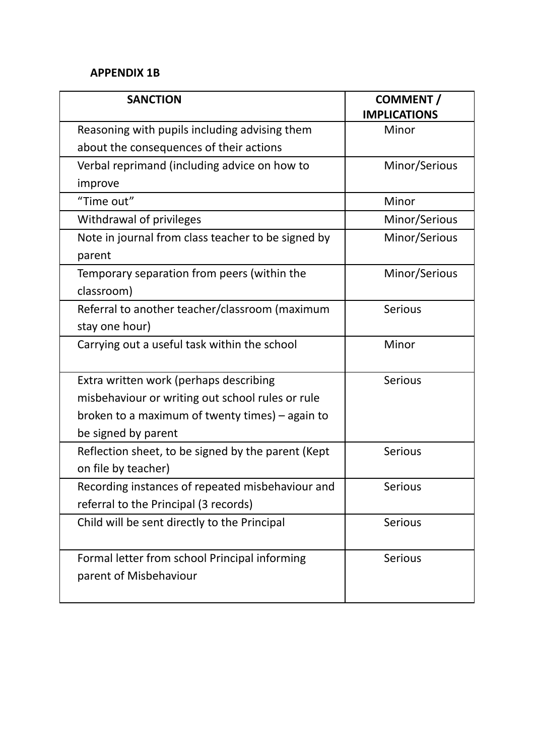**APPENDIX 1B**

| SANCTION | COMMENT / IMPLICATIONS |
| --- | --- |
| Reasoning with pupils including advising them about the consequences of their actions | Minor |
| Verbal reprimand (including advice on how to improve | Minor/Serious |
| "Time out" | Minor |
| Withdrawal of privileges | Minor/Serious |
| Note in journal from class teacher to be signed by parent | Minor/Serious |
| Temporary separation from peers (within the classroom) | Minor/Serious |
| Referral to another teacher/classroom (maximum stay one hour) | Serious |
| Carrying out a useful task within the school | Minor |
| Extra written work (perhaps describing misbehaviour or writing out school rules or rule broken to a maximum of twenty times) – again to be signed by parent | Serious |
| Reflection sheet, to be signed by the parent (Kept on file by teacher) | Serious |
| Recording instances of repeated misbehaviour and referral to the Principal (3 records) | Serious |
| Child will be sent directly to the Principal | Serious |
| Formal letter from school Principal informing parent of Misbehaviour | Serious |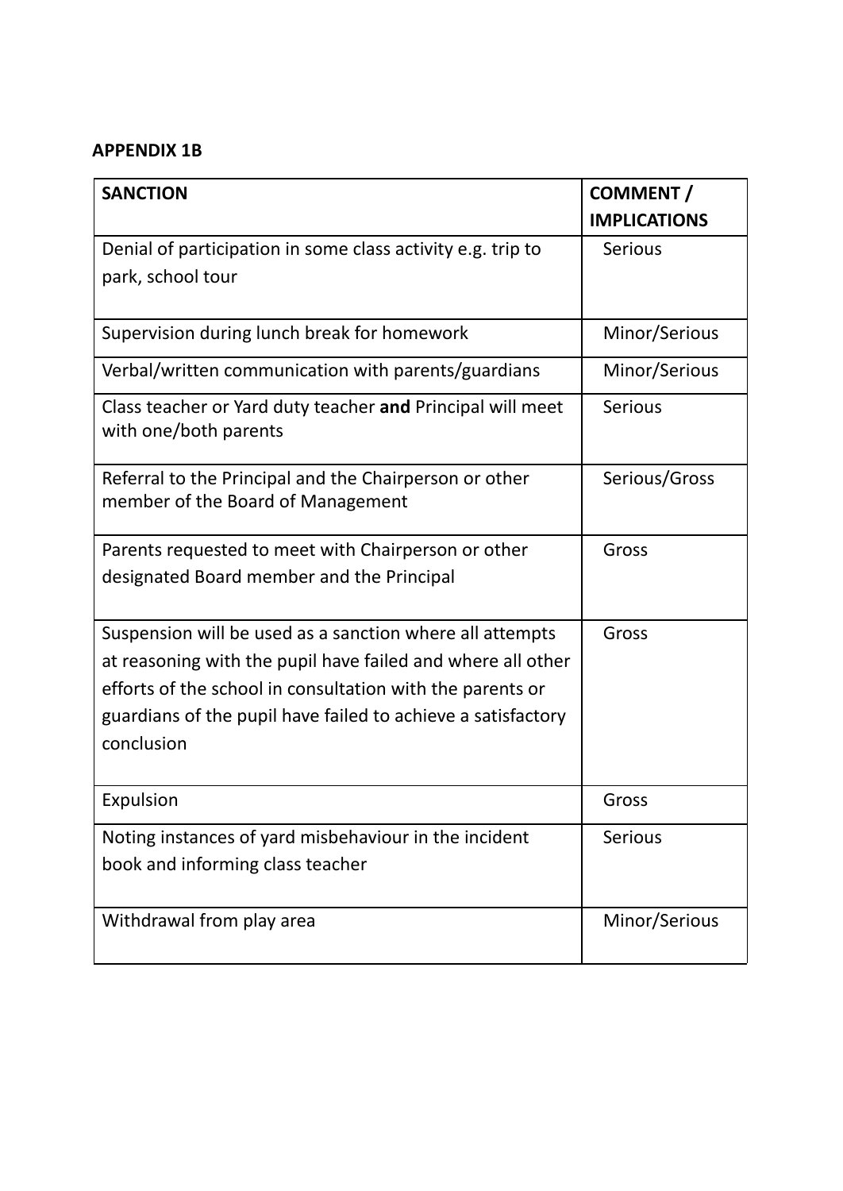**APPENDIX 1B**

| **SANCTION** | **COMMENT / IMPLICATIONS** |
|---|---|
| Denial of participation in some class activity e.g. trip to park, school tour | Serious |
| Supervision during lunch break for homework | Minor/Serious |
| Verbal/written communication with parents/guardians | Minor/Serious |
| Class teacher or Yard duty teacher **and** Principal will meet with one/both parents | Serious |
| Referral to the Principal and the Chairperson or other member of the Board of Management | Serious/Gross |
| Parents requested to meet with Chairperson or other designated Board member and the Principal | Gross |
| Suspension will be used as a sanction where all attempts at reasoning with the pupil have failed and where all other efforts of the school in consultation with the parents or guardians of the pupil have failed to achieve a satisfactory conclusion | Gross |
| Expulsion | Gross |
| Noting instances of yard misbehaviour in the incident book and informing class teacher | Serious |
| Withdrawal from play area | Minor/Serious |